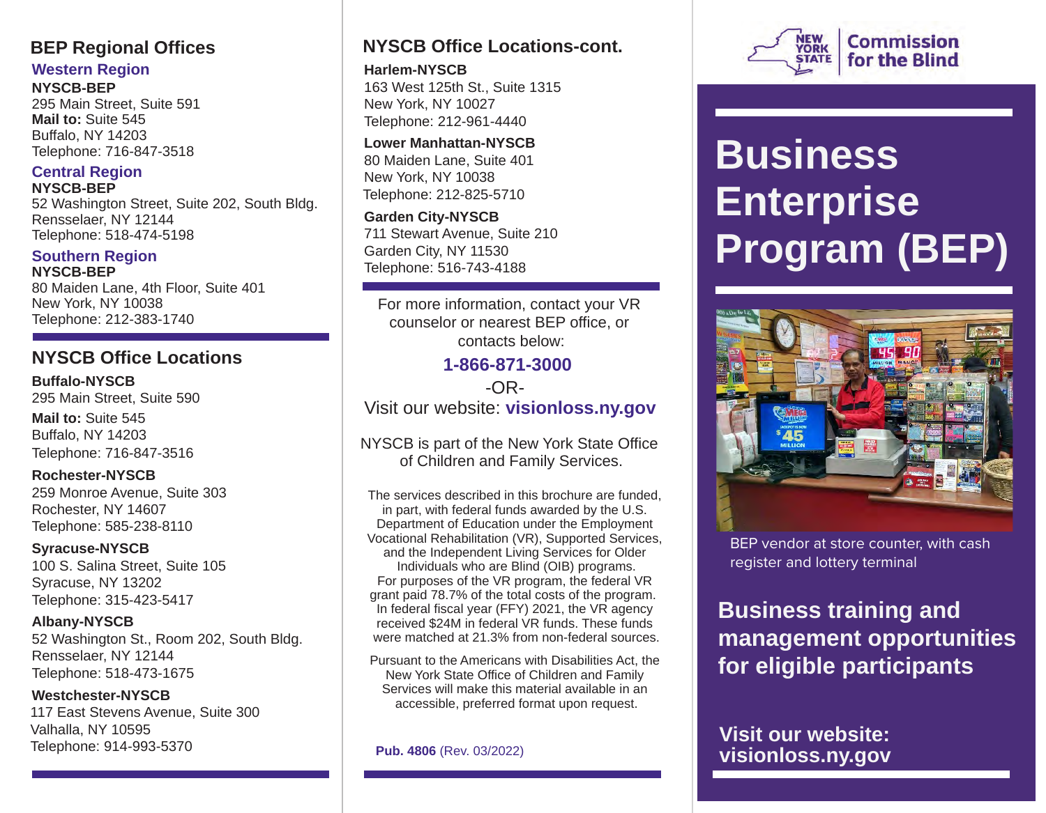## BEP Regional Offices

### Western Region

**NYSCB-BEP**
295 Main Street, Suite 591
**Mail to:** Suite 545
Buffalo, NY 14203
Telephone: 716-847-3518

### Central Region

**NYSCB-BEP**
52 Washington Street, Suite 202, South Bldg.
Rensselaer, NY 12144
Telephone: 518-474-5198

### Southern Region

**NYSCB-BEP**
80 Maiden Lane, 4th Floor, Suite 401
New York, NY 10038
Telephone: 212-383-1740

## NYSCB Office Locations

**Buffalo-NYSCB**
295 Main Street, Suite 590
**Mail to:** Suite 545
Buffalo, NY 14203
Telephone: 716-847-3516

**Rochester-NYSCB**
259 Monroe Avenue, Suite 303
Rochester, NY 14607
Telephone: 585-238-8110

**Syracuse-NYSCB**
100 S. Salina Street, Suite 105
Syracuse, NY 13202
Telephone: 315-423-5417

**Albany-NYSCB**
52 Washington St., Room 202, South Bldg.
Rensselaer, NY 12144
Telephone: 518-473-1675

**Westchester-NYSCB**
117 East Stevens Avenue, Suite 300
Valhalla, NY 10595
Telephone: 914-993-5370

## NYSCB Office Locations-cont.

**Harlem-NYSCB**
163 West 125th St., Suite 1315
New York, NY 10027
Telephone: 212-961-4440

**Lower Manhattan-NYSCB**
80 Maiden Lane, Suite 401
New York, NY 10038
Telephone: 212-825-5710

**Garden City-NYSCB**
711 Stewart Avenue, Suite 210
Garden City, NY 11530
Telephone: 516-743-4188

For more information, contact your VR counselor or nearest BEP office, or contacts below:

**1-866-871-3000**

-OR-

Visit our website: **visionloss.ny.gov**

NYSCB is part of the New York State Office of Children and Family Services.

The services described in this brochure are funded, in part, with federal funds awarded by the U.S. Department of Education under the Employment Vocational Rehabilitation (VR), Supported Services, and the Independent Living Services for Older Individuals who are Blind (OIB) programs. For purposes of the VR program, the federal VR grant paid 78.7% of the total costs of the program. In federal fiscal year (FFY) 2021, the VR agency received $24M in federal VR funds. These funds were matched at 21.3% from non-federal sources.

Pursuant to the Americans with Disabilities Act, the New York State Office of Children and Family Services will make this material available in an accessible, preferred format upon request.

**Pub. 4806** (Rev. 03/2022)

New York State Commission for the Blind

# Business Enterprise Program (BEP)

BEP vendor at store counter, with cash register and lottery terminal

## Business training and management opportunities for eligible participants

**Visit our website: visionloss.ny.gov**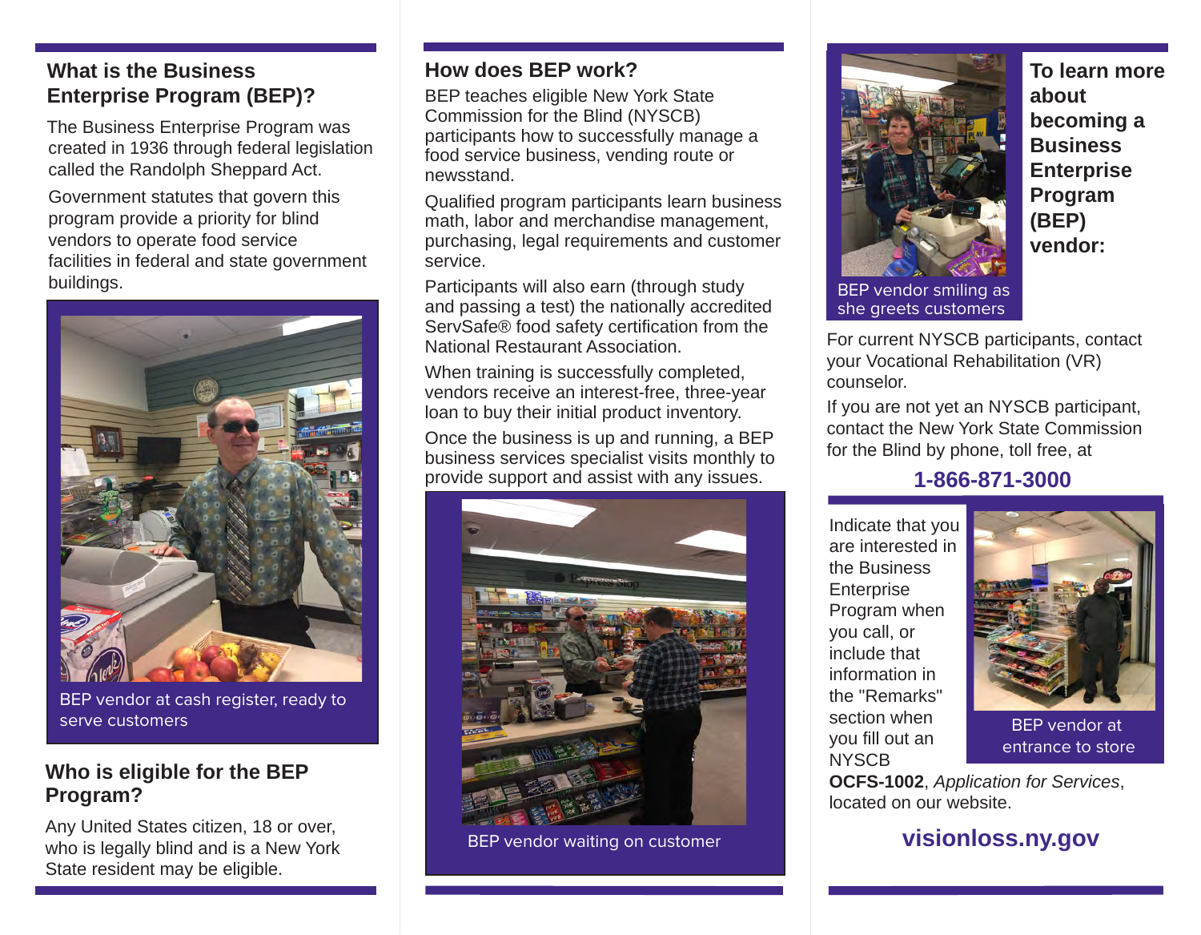## What is the Business Enterprise Program (BEP)?

The Business Enterprise Program was created in 1936 through federal legislation called the Randolph Sheppard Act.

Government statutes that govern this program provide a priority for blind vendors to operate food service facilities in federal and state government buildings.

BEP vendor at cash register, ready to serve customers

## Who is eligible for the BEP Program?

Any United States citizen, 18 or over, who is legally blind and is a New York State resident may be eligible.

## How does BEP work?

BEP teaches eligible New York State Commission for the Blind (NYSCB) participants how to successfully manage a food service business, vending route or newsstand.

Qualified program participants learn business math, labor and merchandise management, purchasing, legal requirements and customer service.

Participants will also earn (through study and passing a test) the nationally accredited ServSafe® food safety certification from the National Restaurant Association.

When training is successfully completed, vendors receive an interest-free, three-year loan to buy their initial product inventory.

Once the business is up and running, a BEP business services specialist visits monthly to provide support and assist with any issues.

BEP vendor waiting on customer

BEP vendor smiling as she greets customers

## To learn more about becoming a Business Enterprise Program (BEP) vendor:

For current NYSCB participants, contact your Vocational Rehabilitation (VR) counselor.

If you are not yet an NYSCB participant, contact the New York State Commission for the Blind by phone, toll free, at

**1-866-871-3000**

Indicate that you are interested in the Business Enterprise Program when you call, or include that information in the "Remarks" section when you fill out an NYSCB **OCFS-1002**, *Application for Services*, located on our website.

BEP vendor at entrance to store

**visionloss.ny.gov**